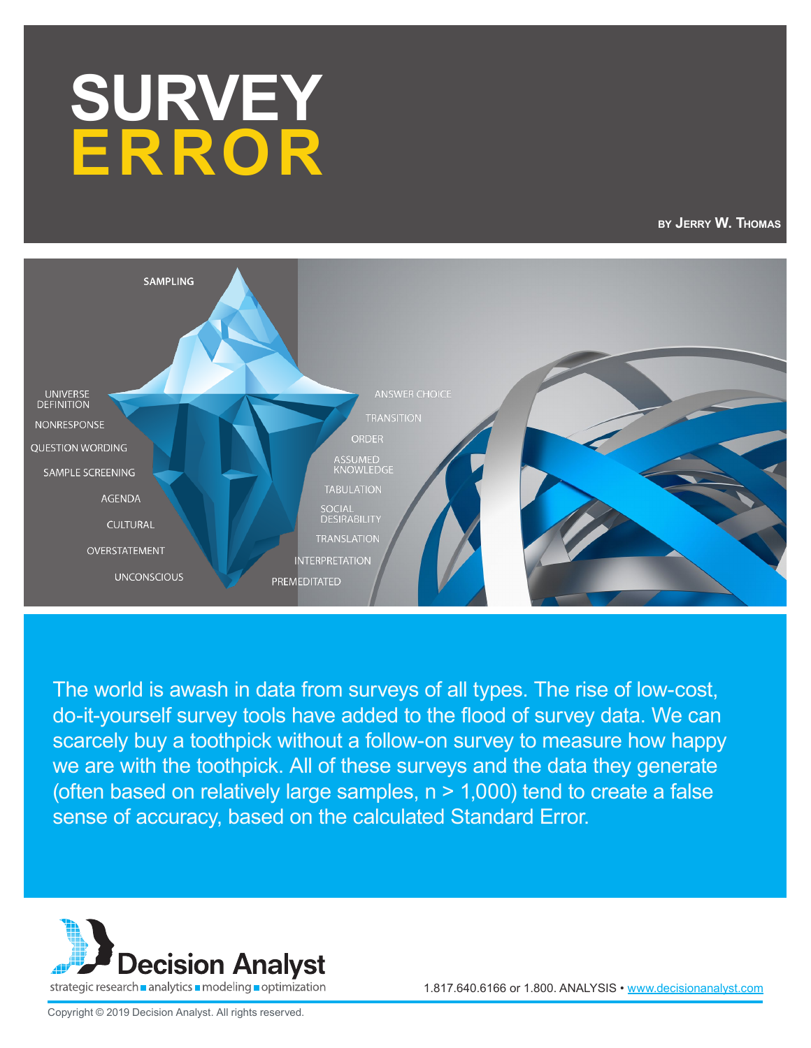# SURVEY ERROR

BY JERRY W. THOMAS

SAMPLING

UNIVERSE DEFINITION

NONRESPONSE

QUESTION WORDING

SAMPLE SCREENING

AGENDA

CULTURAL

OVERSTATEMENT

UNCONSCIOUS

ANSWER CHOICE

TRANSITION

ORDER

ASSUMED KNOWLEDGE

TABULATION

SOCIAL DESIRABILITY

TRANSLATION

INTERPRETATION

PREMEDITATED

The world is awash in data from surveys of all types. The rise of low-cost, do-it-yourself survey tools have added to the flood of survey data. We can scarcely buy a toothpick without a follow-on survey to measure how happy we are with the toothpick. All of these surveys and the data they generate (often based on relatively large samples, n > 1,000) tend to create a false sense of accuracy, based on the calculated Standard Error.

Decision Analyst

strategic research ■ analytics ■ modeling ■ optimization

1.817.640.6166 or 1.800. ANALYSIS • www.decisionanalyst.com

Copyright © 2019 Decision Analyst. All rights reserved.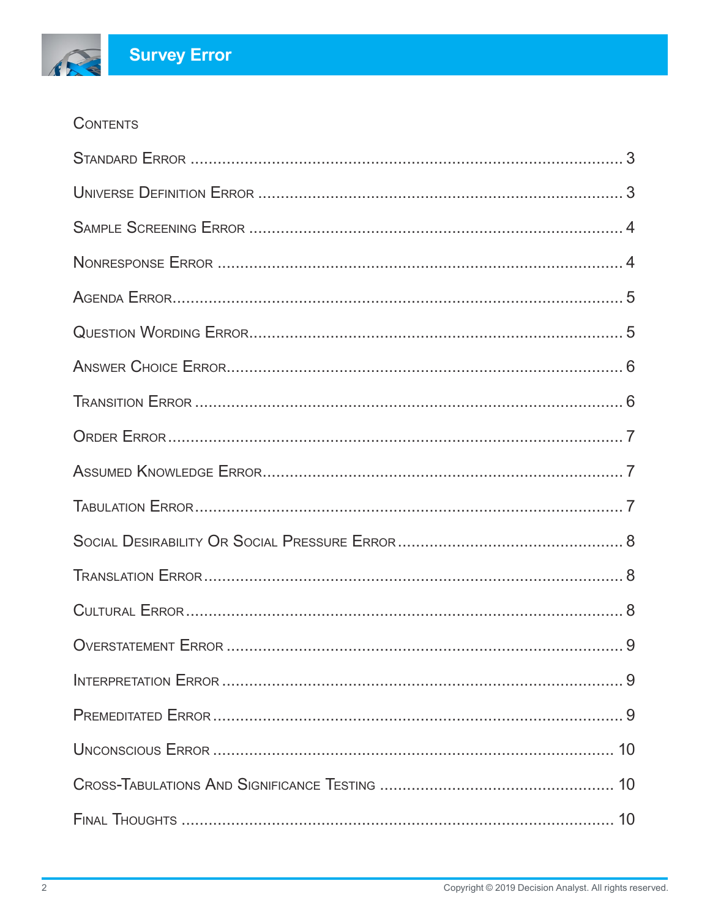## Contents

- Standard Error ..... 3
- Universe Definition Error ..... 3
- Sample Screening Error ..... 4
- Nonresponse Error ..... 4
- Agenda Error ..... 5
- Question Wording Error ..... 5
- Answer Choice Error ..... 6
- Transition Error ..... 6
- Order Error ..... 7
- Assumed Knowledge Error ..... 7
- Tabulation Error ..... 7
- Social Desirability Or Social Pressure Error ..... 8
- Translation Error ..... 8
- Cultural Error ..... 8
- Overstatement Error ..... 9
- Interpretation Error ..... 9
- Premeditated Error ..... 9
- Unconscious Error ..... 10
- Cross-Tabulations And Significance Testing ..... 10
- Final Thoughts ..... 10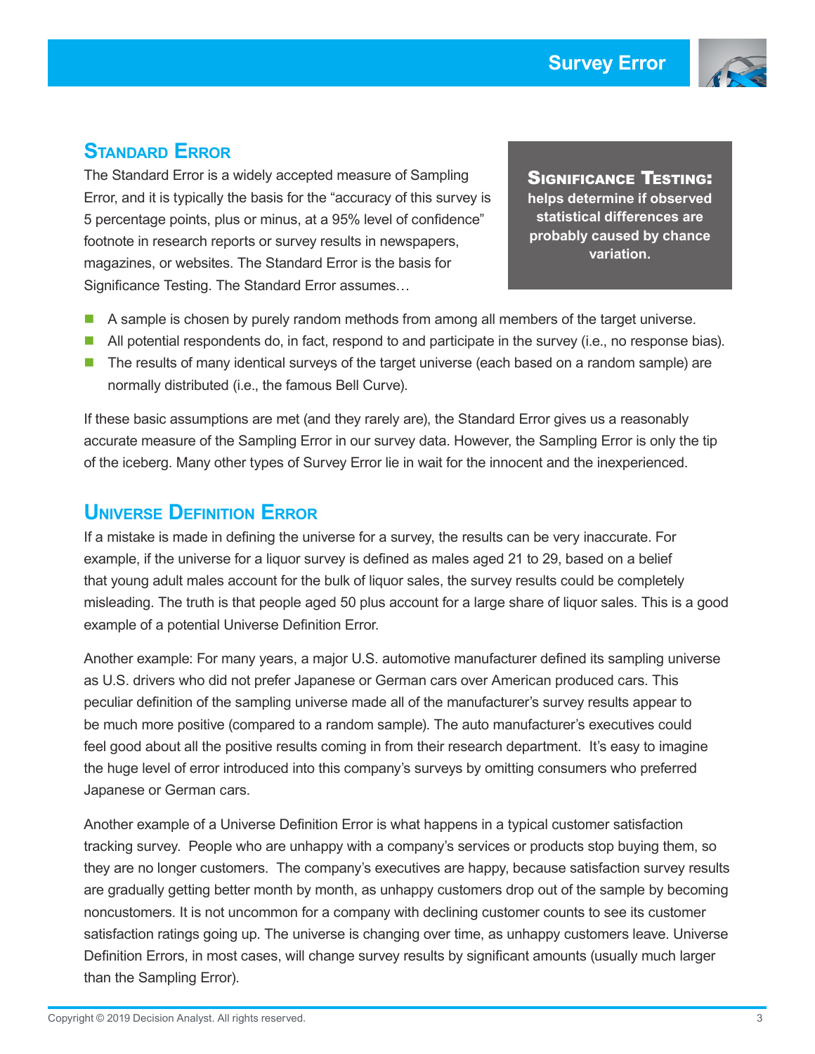## Standard Error

The Standard Error is a widely accepted measure of Sampling Error, and it is typically the basis for the "accuracy of this survey is 5 percentage points, plus or minus, at a 95% level of confidence" footnote in research reports or survey results in newspapers, magazines, or websites. The Standard Error is the basis for Significance Testing. The Standard Error assumes…

> **Significance Testing:** **helps determine if observed statistical differences are probably caused by chance variation.**

- A sample is chosen by purely random methods from among all members of the target universe.
- All potential respondents do, in fact, respond to and participate in the survey (i.e., no response bias).
- The results of many identical surveys of the target universe (each based on a random sample) are normally distributed (i.e., the famous Bell Curve).

If these basic assumptions are met (and they rarely are), the Standard Error gives us a reasonably accurate measure of the Sampling Error in our survey data. However, the Sampling Error is only the tip of the iceberg. Many other types of Survey Error lie in wait for the innocent and the inexperienced.

## Universe Definition Error

If a mistake is made in defining the universe for a survey, the results can be very inaccurate. For example, if the universe for a liquor survey is defined as males aged 21 to 29, based on a belief that young adult males account for the bulk of liquor sales, the survey results could be completely misleading. The truth is that people aged 50 plus account for a large share of liquor sales. This is a good example of a potential Universe Definition Error.

Another example: For many years, a major U.S. automotive manufacturer defined its sampling universe as U.S. drivers who did not prefer Japanese or German cars over American produced cars. This peculiar definition of the sampling universe made all of the manufacturer's survey results appear to be much more positive (compared to a random sample). The auto manufacturer's executives could feel good about all the positive results coming in from their research department. It's easy to imagine the huge level of error introduced into this company's surveys by omitting consumers who preferred Japanese or German cars.

Another example of a Universe Definition Error is what happens in a typical customer satisfaction tracking survey. People who are unhappy with a company's services or products stop buying them, so they are no longer customers. The company's executives are happy, because satisfaction survey results are gradually getting better month by month, as unhappy customers drop out of the sample by becoming noncustomers. It is not uncommon for a company with declining customer counts to see its customer satisfaction ratings going up. The universe is changing over time, as unhappy customers leave. Universe Definition Errors, in most cases, will change survey results by significant amounts (usually much larger than the Sampling Error).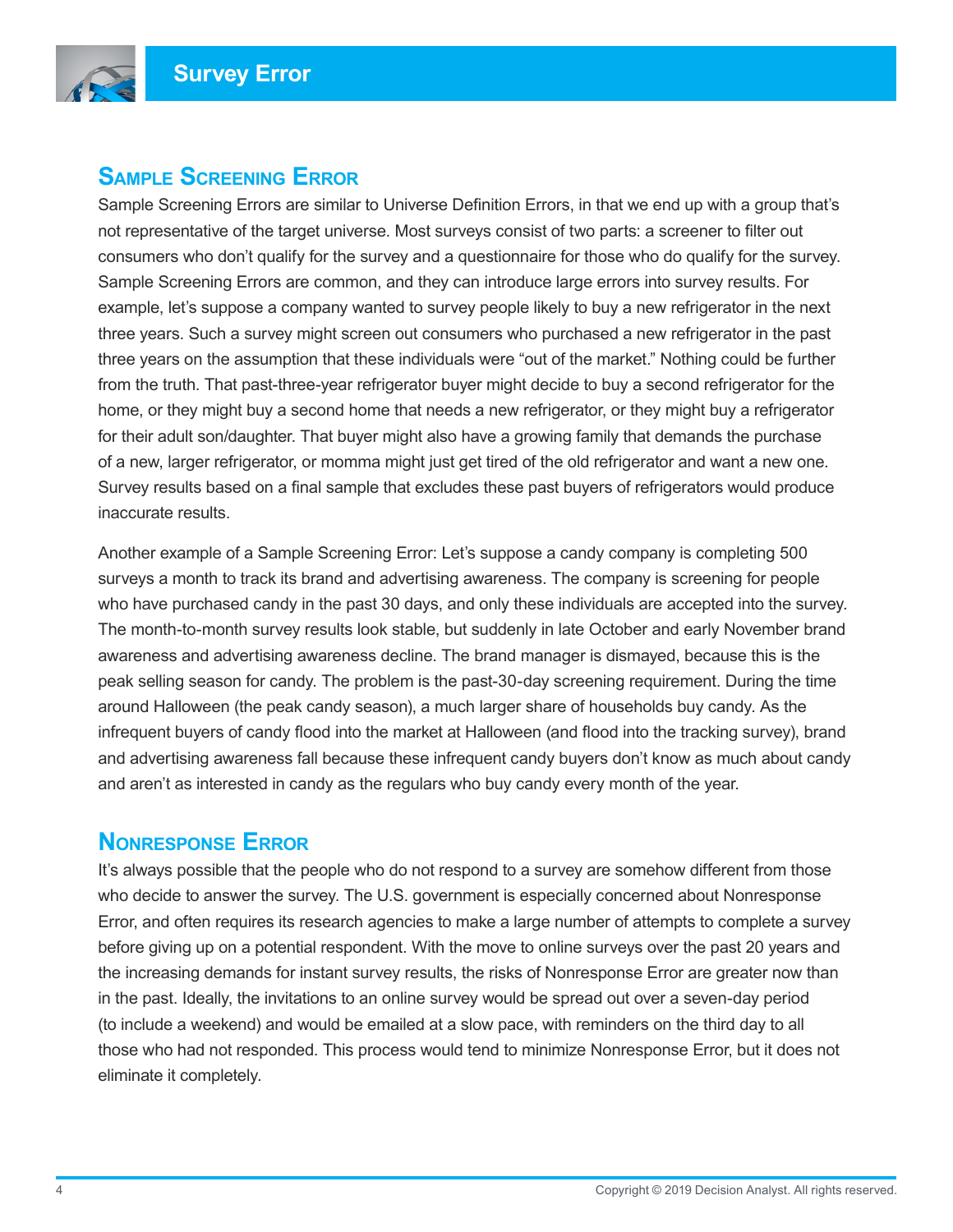## Sample Screening Error

Sample Screening Errors are similar to Universe Definition Errors, in that we end up with a group that's not representative of the target universe. Most surveys consist of two parts: a screener to filter out consumers who don't qualify for the survey and a questionnaire for those who do qualify for the survey. Sample Screening Errors are common, and they can introduce large errors into survey results. For example, let's suppose a company wanted to survey people likely to buy a new refrigerator in the next three years. Such a survey might screen out consumers who purchased a new refrigerator in the past three years on the assumption that these individuals were "out of the market." Nothing could be further from the truth. That past-three-year refrigerator buyer might decide to buy a second refrigerator for the home, or they might buy a second home that needs a new refrigerator, or they might buy a refrigerator for their adult son/daughter. That buyer might also have a growing family that demands the purchase of a new, larger refrigerator, or momma might just get tired of the old refrigerator and want a new one. Survey results based on a final sample that excludes these past buyers of refrigerators would produce inaccurate results.

Another example of a Sample Screening Error: Let's suppose a candy company is completing 500 surveys a month to track its brand and advertising awareness. The company is screening for people who have purchased candy in the past 30 days, and only these individuals are accepted into the survey. The month-to-month survey results look stable, but suddenly in late October and early November brand awareness and advertising awareness decline. The brand manager is dismayed, because this is the peak selling season for candy. The problem is the past-30-day screening requirement. During the time around Halloween (the peak candy season), a much larger share of households buy candy. As the infrequent buyers of candy flood into the market at Halloween (and flood into the tracking survey), brand and advertising awareness fall because these infrequent candy buyers don't know as much about candy and aren't as interested in candy as the regulars who buy candy every month of the year.

## Nonresponse Error

It's always possible that the people who do not respond to a survey are somehow different from those who decide to answer the survey. The U.S. government is especially concerned about Nonresponse Error, and often requires its research agencies to make a large number of attempts to complete a survey before giving up on a potential respondent. With the move to online surveys over the past 20 years and the increasing demands for instant survey results, the risks of Nonresponse Error are greater now than in the past. Ideally, the invitations to an online survey would be spread out over a seven-day period (to include a weekend) and would be emailed at a slow pace, with reminders on the third day to all those who had not responded. This process would tend to minimize Nonresponse Error, but it does not eliminate it completely.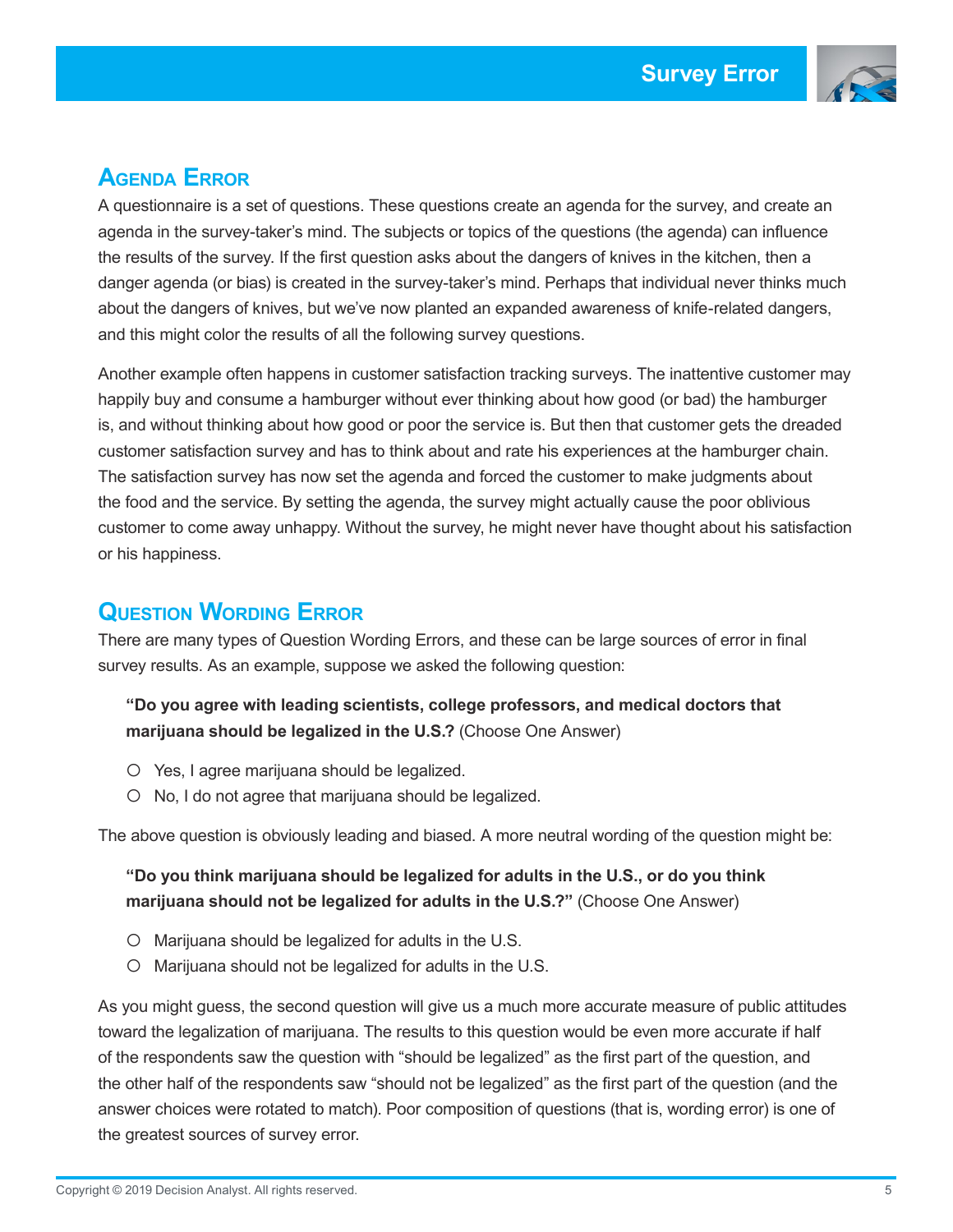## Agenda Error

A questionnaire is a set of questions. These questions create an agenda for the survey, and create an agenda in the survey-taker's mind. The subjects or topics of the questions (the agenda) can influence the results of the survey. If the first question asks about the dangers of knives in the kitchen, then a danger agenda (or bias) is created in the survey-taker's mind. Perhaps that individual never thinks much about the dangers of knives, but we've now planted an expanded awareness of knife-related dangers, and this might color the results of all the following survey questions.

Another example often happens in customer satisfaction tracking surveys. The inattentive customer may happily buy and consume a hamburger without ever thinking about how good (or bad) the hamburger is, and without thinking about how good or poor the service is. But then that customer gets the dreaded customer satisfaction survey and has to think about and rate his experiences at the hamburger chain. The satisfaction survey has now set the agenda and forced the customer to make judgments about the food and the service. By setting the agenda, the survey might actually cause the poor oblivious customer to come away unhappy. Without the survey, he might never have thought about his satisfaction or his happiness.

## Question Wording Error

There are many types of Question Wording Errors, and these can be large sources of error in final survey results. As an example, suppose we asked the following question:

**"Do you agree with leading scientists, college professors, and medical doctors that marijuana should be legalized in the U.S.?** (Choose One Answer)

- ○ Yes, I agree marijuana should be legalized.
- ○ No, I do not agree that marijuana should be legalized.

The above question is obviously leading and biased. A more neutral wording of the question might be:

**"Do you think marijuana should be legalized for adults in the U.S., or do you think marijuana should not be legalized for adults in the U.S.?"** (Choose One Answer)

- ○ Marijuana should be legalized for adults in the U.S.
- ○ Marijuana should not be legalized for adults in the U.S.

As you might guess, the second question will give us a much more accurate measure of public attitudes toward the legalization of marijuana. The results to this question would be even more accurate if half of the respondents saw the question with "should be legalized" as the first part of the question, and the other half of the respondents saw "should not be legalized" as the first part of the question (and the answer choices were rotated to match). Poor composition of questions (that is, wording error) is one of the greatest sources of survey error.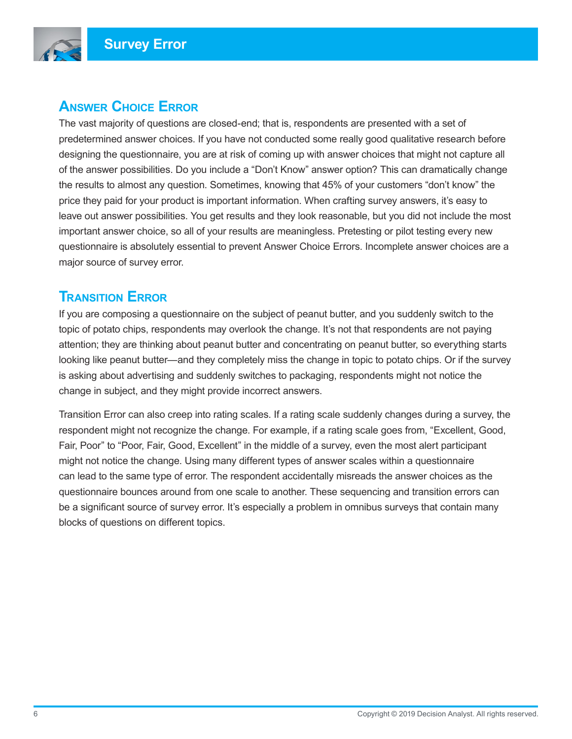## Answer Choice Error

The vast majority of questions are closed-end; that is, respondents are presented with a set of predetermined answer choices. If you have not conducted some really good qualitative research before designing the questionnaire, you are at risk of coming up with answer choices that might not capture all of the answer possibilities. Do you include a “Don’t Know” answer option? This can dramatically change the results to almost any question. Sometimes, knowing that 45% of your customers “don’t know” the price they paid for your product is important information. When crafting survey answers, it’s easy to leave out answer possibilities. You get results and they look reasonable, but you did not include the most important answer choice, so all of your results are meaningless. Pretesting or pilot testing every new questionnaire is absolutely essential to prevent Answer Choice Errors. Incomplete answer choices are a major source of survey error.

## Transition Error

If you are composing a questionnaire on the subject of peanut butter, and you suddenly switch to the topic of potato chips, respondents may overlook the change. It’s not that respondents are not paying attention; they are thinking about peanut butter and concentrating on peanut butter, so everything starts looking like peanut butter—and they completely miss the change in topic to potato chips. Or if the survey is asking about advertising and suddenly switches to packaging, respondents might not notice the change in subject, and they might provide incorrect answers.

Transition Error can also creep into rating scales. If a rating scale suddenly changes during a survey, the respondent might not recognize the change. For example, if a rating scale goes from, “Excellent, Good, Fair, Poor” to “Poor, Fair, Good, Excellent” in the middle of a survey, even the most alert participant might not notice the change. Using many different types of answer scales within a questionnaire can lead to the same type of error. The respondent accidentally misreads the answer choices as the questionnaire bounces around from one scale to another. These sequencing and transition errors can be a significant source of survey error. It’s especially a problem in omnibus surveys that contain many blocks of questions on different topics.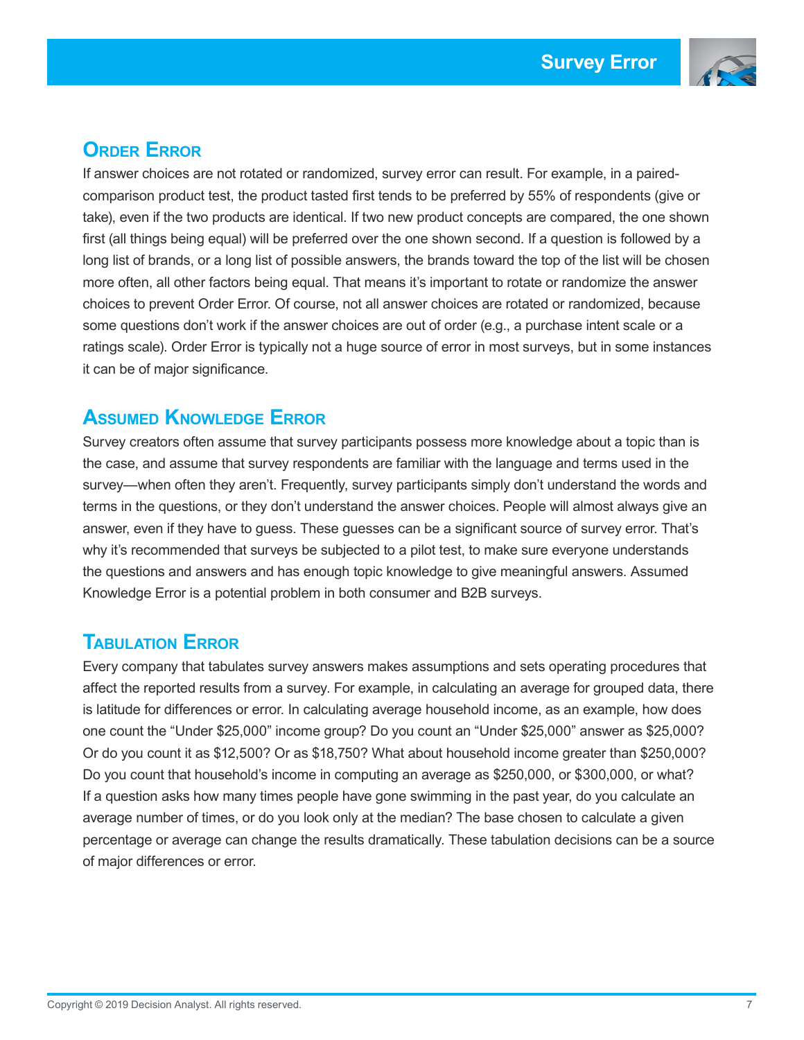## Order Error

If answer choices are not rotated or randomized, survey error can result. For example, in a paired-comparison product test, the product tasted first tends to be preferred by 55% of respondents (give or take), even if the two products are identical. If two new product concepts are compared, the one shown first (all things being equal) will be preferred over the one shown second. If a question is followed by a long list of brands, or a long list of possible answers, the brands toward the top of the list will be chosen more often, all other factors being equal. That means it's important to rotate or randomize the answer choices to prevent Order Error. Of course, not all answer choices are rotated or randomized, because some questions don't work if the answer choices are out of order (e.g., a purchase intent scale or a ratings scale). Order Error is typically not a huge source of error in most surveys, but in some instances it can be of major significance.

## Assumed Knowledge Error

Survey creators often assume that survey participants possess more knowledge about a topic than is the case, and assume that survey respondents are familiar with the language and terms used in the survey—when often they aren't. Frequently, survey participants simply don't understand the words and terms in the questions, or they don't understand the answer choices. People will almost always give an answer, even if they have to guess. These guesses can be a significant source of survey error. That's why it's recommended that surveys be subjected to a pilot test, to make sure everyone understands the questions and answers and has enough topic knowledge to give meaningful answers. Assumed Knowledge Error is a potential problem in both consumer and B2B surveys.

## Tabulation Error

Every company that tabulates survey answers makes assumptions and sets operating procedures that affect the reported results from a survey. For example, in calculating an average for grouped data, there is latitude for differences or error. In calculating average household income, as an example, how does one count the "Under $25,000" income group? Do you count an "Under $25,000" answer as $25,000? Or do you count it as $12,500? Or as $18,750? What about household income greater than $250,000? Do you count that household's income in computing an average as $250,000, or $300,000, or what? If a question asks how many times people have gone swimming in the past year, do you calculate an average number of times, or do you look only at the median? The base chosen to calculate a given percentage or average can change the results dramatically. These tabulation decisions can be a source of major differences or error.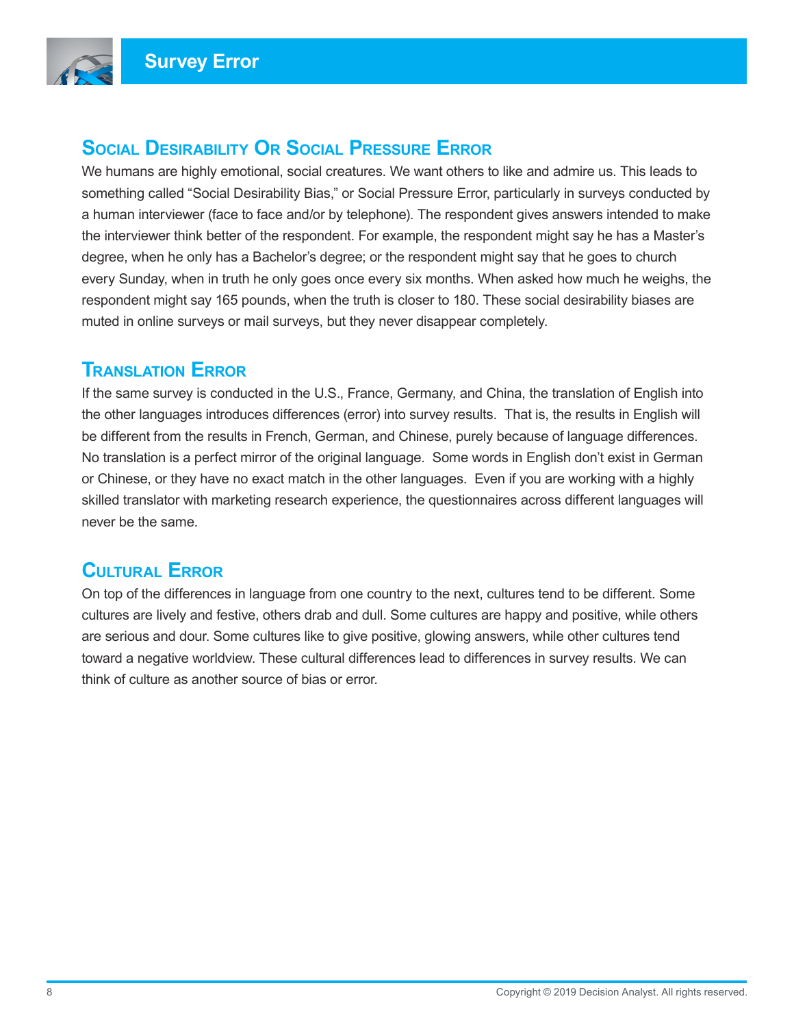# Survey Error

## Social Desirability Or Social Pressure Error

We humans are highly emotional, social creatures. We want others to like and admire us. This leads to something called “Social Desirability Bias,” or Social Pressure Error, particularly in surveys conducted by a human interviewer (face to face and/or by telephone). The respondent gives answers intended to make the interviewer think better of the respondent. For example, the respondent might say he has a Master’s degree, when he only has a Bachelor’s degree; or the respondent might say that he goes to church every Sunday, when in truth he only goes once every six months. When asked how much he weighs, the respondent might say 165 pounds, when the truth is closer to 180. These social desirability biases are muted in online surveys or mail surveys, but they never disappear completely.

## Translation Error

If the same survey is conducted in the U.S., France, Germany, and China, the translation of English into the other languages introduces differences (error) into survey results. That is, the results in English will be different from the results in French, German, and Chinese, purely because of language differences. No translation is a perfect mirror of the original language. Some words in English don’t exist in German or Chinese, or they have no exact match in the other languages. Even if you are working with a highly skilled translator with marketing research experience, the questionnaires across different languages will never be the same.

## Cultural Error

On top of the differences in language from one country to the next, cultures tend to be different. Some cultures are lively and festive, others drab and dull. Some cultures are happy and positive, while others are serious and dour. Some cultures like to give positive, glowing answers, while other cultures tend toward a negative worldview. These cultural differences lead to differences in survey results. We can think of culture as another source of bias or error.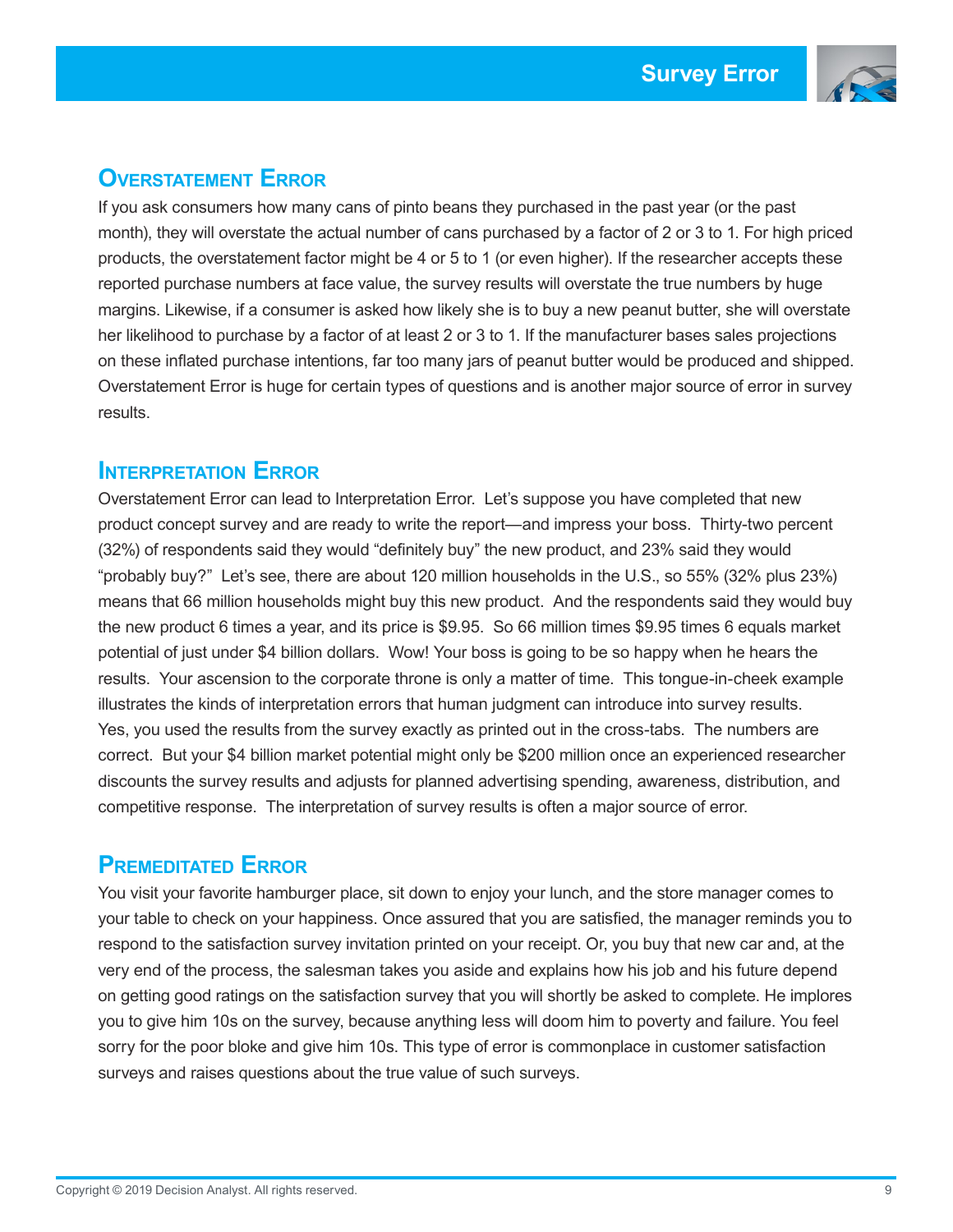## Overstatement Error

If you ask consumers how many cans of pinto beans they purchased in the past year (or the past month), they will overstate the actual number of cans purchased by a factor of 2 or 3 to 1. For high priced products, the overstatement factor might be 4 or 5 to 1 (or even higher). If the researcher accepts these reported purchase numbers at face value, the survey results will overstate the true numbers by huge margins. Likewise, if a consumer is asked how likely she is to buy a new peanut butter, she will overstate her likelihood to purchase by a factor of at least 2 or 3 to 1. If the manufacturer bases sales projections on these inflated purchase intentions, far too many jars of peanut butter would be produced and shipped. Overstatement Error is huge for certain types of questions and is another major source of error in survey results.

## Interpretation Error

Overstatement Error can lead to Interpretation Error. Let's suppose you have completed that new product concept survey and are ready to write the report—and impress your boss. Thirty-two percent (32%) of respondents said they would "definitely buy" the new product, and 23% said they would "probably buy?" Let's see, there are about 120 million households in the U.S., so 55% (32% plus 23%) means that 66 million households might buy this new product. And the respondents said they would buy the new product 6 times a year, and its price is $9.95. So 66 million times $9.95 times 6 equals market potential of just under $4 billion dollars. Wow! Your boss is going to be so happy when he hears the results. Your ascension to the corporate throne is only a matter of time. This tongue-in-cheek example illustrates the kinds of interpretation errors that human judgment can introduce into survey results. Yes, you used the results from the survey exactly as printed out in the cross-tabs. The numbers are correct. But your $4 billion market potential might only be $200 million once an experienced researcher discounts the survey results and adjusts for planned advertising spending, awareness, distribution, and competitive response. The interpretation of survey results is often a major source of error.

## Premeditated Error

You visit your favorite hamburger place, sit down to enjoy your lunch, and the store manager comes to your table to check on your happiness. Once assured that you are satisfied, the manager reminds you to respond to the satisfaction survey invitation printed on your receipt. Or, you buy that new car and, at the very end of the process, the salesman takes you aside and explains how his job and his future depend on getting good ratings on the satisfaction survey that you will shortly be asked to complete. He implores you to give him 10s on the survey, because anything less will doom him to poverty and failure. You feel sorry for the poor bloke and give him 10s. This type of error is commonplace in customer satisfaction surveys and raises questions about the true value of such surveys.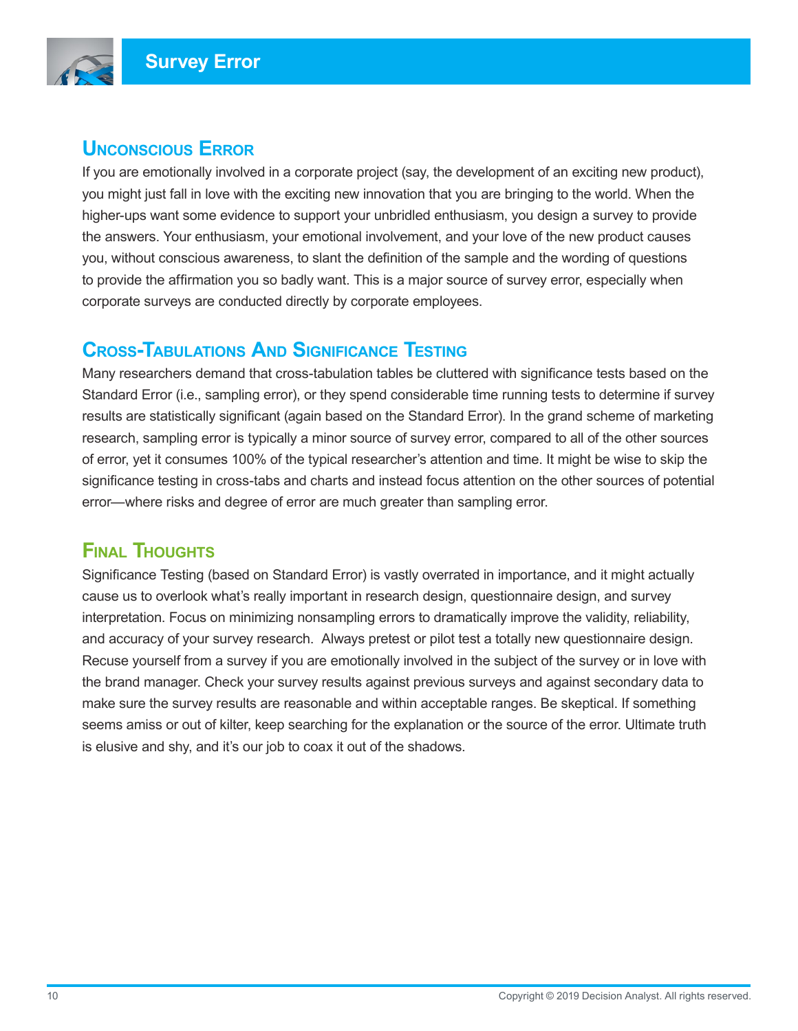# Survey Error

## Unconscious Error

If you are emotionally involved in a corporate project (say, the development of an exciting new product), you might just fall in love with the exciting new innovation that you are bringing to the world. When the higher-ups want some evidence to support your unbridled enthusiasm, you design a survey to provide the answers. Your enthusiasm, your emotional involvement, and your love of the new product causes you, without conscious awareness, to slant the definition of the sample and the wording of questions to provide the affirmation you so badly want. This is a major source of survey error, especially when corporate surveys are conducted directly by corporate employees.

## Cross-Tabulations And Significance Testing

Many researchers demand that cross-tabulation tables be cluttered with significance tests based on the Standard Error (i.e., sampling error), or they spend considerable time running tests to determine if survey results are statistically significant (again based on the Standard Error). In the grand scheme of marketing research, sampling error is typically a minor source of survey error, compared to all of the other sources of error, yet it consumes 100% of the typical researcher's attention and time. It might be wise to skip the significance testing in cross-tabs and charts and instead focus attention on the other sources of potential error—where risks and degree of error are much greater than sampling error.

## Final Thoughts

Significance Testing (based on Standard Error) is vastly overrated in importance, and it might actually cause us to overlook what's really important in research design, questionnaire design, and survey interpretation. Focus on minimizing nonsampling errors to dramatically improve the validity, reliability, and accuracy of your survey research. Always pretest or pilot test a totally new questionnaire design. Recuse yourself from a survey if you are emotionally involved in the subject of the survey or in love with the brand manager. Check your survey results against previous surveys and against secondary data to make sure the survey results are reasonable and within acceptable ranges. Be skeptical. If something seems amiss or out of kilter, keep searching for the explanation or the source of the error. Ultimate truth is elusive and shy, and it's our job to coax it out of the shadows.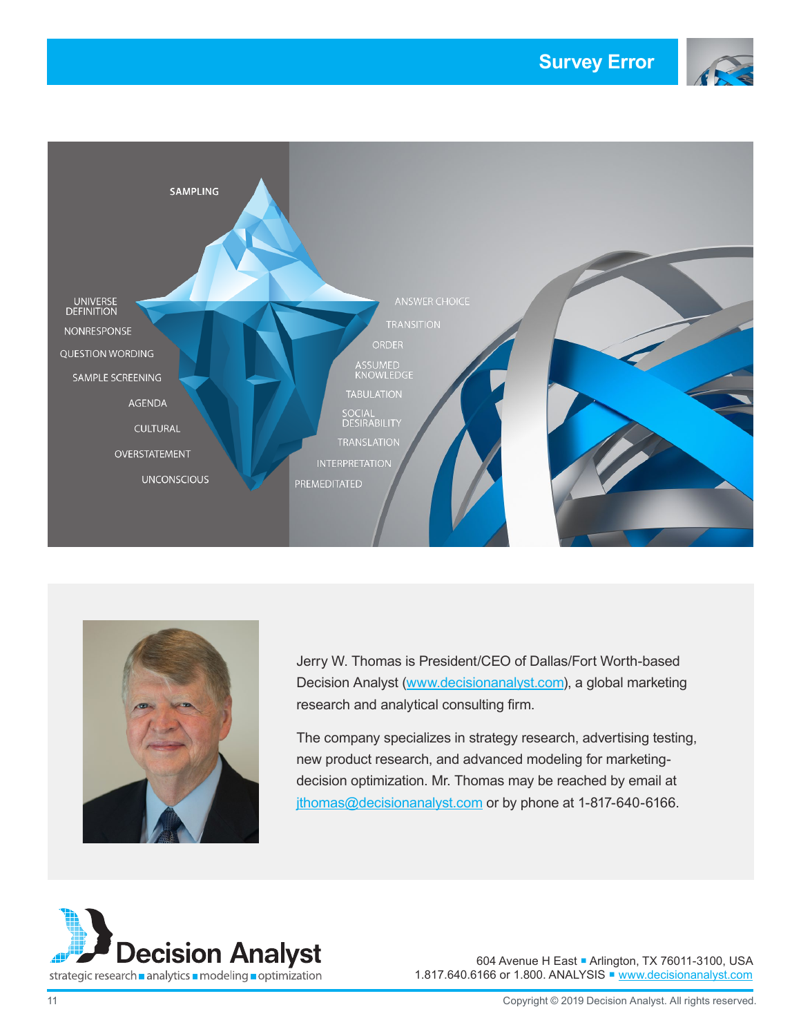SAMPLING

UNIVERSE DEFINITION

NONRESPONSE

QUESTION WORDING

SAMPLE SCREENING

AGENDA

CULTURAL

OVERSTATEMENT

UNCONSCIOUS

ANSWER CHOICE

TRANSITION

ORDER

ASSUMED KNOWLEDGE

TABULATION

SOCIAL DESIRABILITY

TRANSLATION

INTERPRETATION

PREMEDITATED

Jerry W. Thomas is President/CEO of Dallas/Fort Worth-based Decision Analyst (www.decisionanalyst.com), a global marketing research and analytical consulting firm.

The company specializes in strategy research, advertising testing, new product research, and advanced modeling for marketing-decision optimization. Mr. Thomas may be reached by email at jthomas@decisionanalyst.com or by phone at 1-817-640-6166.

Decision Analyst

strategic research ▪ analytics ▪ modeling ▪ optimization

604 Avenue H East ▪ Arlington, TX 76011-3100, USA
1.817.640.6166 or 1.800. ANALYSIS ▪ www.decisionanalyst.com

Copyright © 2019 Decision Analyst. All rights reserved.